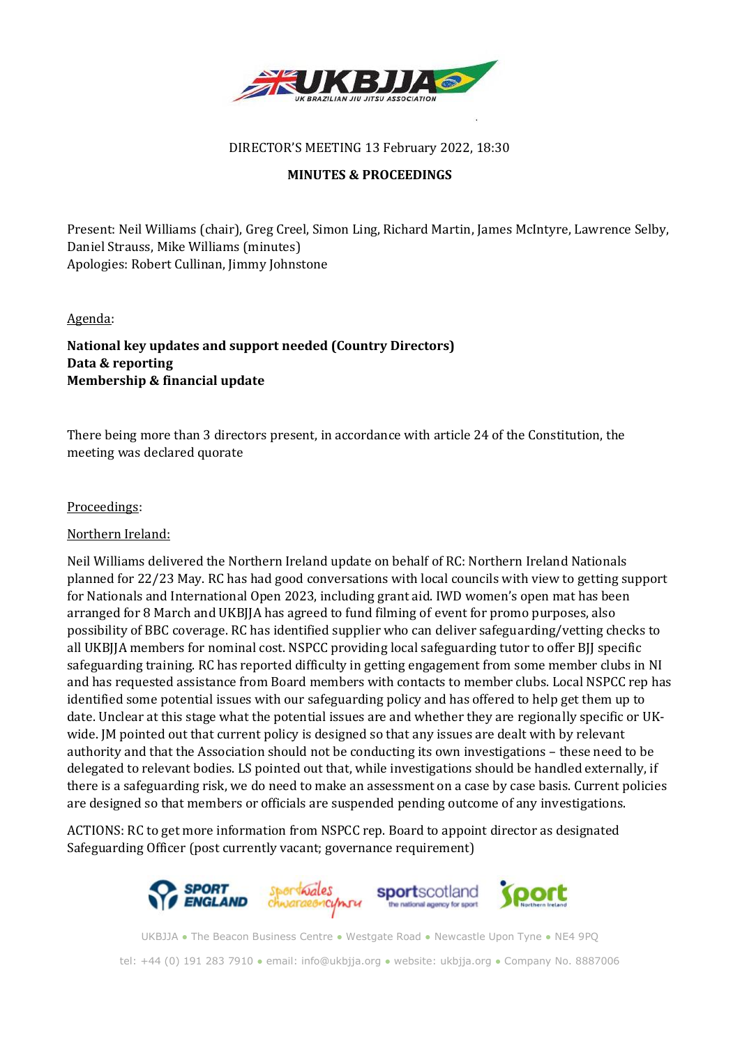DIRECTOR'S MEETING 13 February 2022, 18:30

**MINUTES & PROCEEDINGS**

Present: Neil Williams (chair), Greg Creel, Simon Ling, Richard Martin, James McIntyre, Lawrence Selby, Daniel Strauss, Mike Williams (minutes)
Apologies: Robert Cullinan, Jimmy Johnstone

Agenda:

**National key updates and support needed (Country Directors)**
**Data & reporting**
**Membership & financial update**

There being more than 3 directors present, in accordance with article 24 of the Constitution, the meeting was declared quorate

Proceedings:

Northern Ireland:

Neil Williams delivered the Northern Ireland update on behalf of RC: Northern Ireland Nationals planned for 22/23 May. RC has had good conversations with local councils with view to getting support for Nationals and International Open 2023, including grant aid. IWD women's open mat has been arranged for 8 March and UKBJJA has agreed to fund filming of event for promo purposes, also possibility of BBC coverage. RC has identified supplier who can deliver safeguarding/vetting checks to all UKBJJA members for nominal cost. NSPCC providing local safeguarding tutor to offer BJJ specific safeguarding training. RC has reported difficulty in getting engagement from some member clubs in NI and has requested assistance from Board members with contacts to member clubs. Local NSPCC rep has identified some potential issues with our safeguarding policy and has offered to help get them up to date. Unclear at this stage what the potential issues are and whether they are regionally specific or UK-wide. JM pointed out that current policy is designed so that any issues are dealt with by relevant authority and that the Association should not be conducting its own investigations – these need to be delegated to relevant bodies. LS pointed out that, while investigations should be handled externally, if there is a safeguarding risk, we do need to make an assessment on a case by case basis. Current policies are designed so that members or officials are suspended pending outcome of any investigations.

ACTIONS: RC to get more information from NSPCC rep. Board to appoint director as designated Safeguarding Officer (post currently vacant; governance requirement)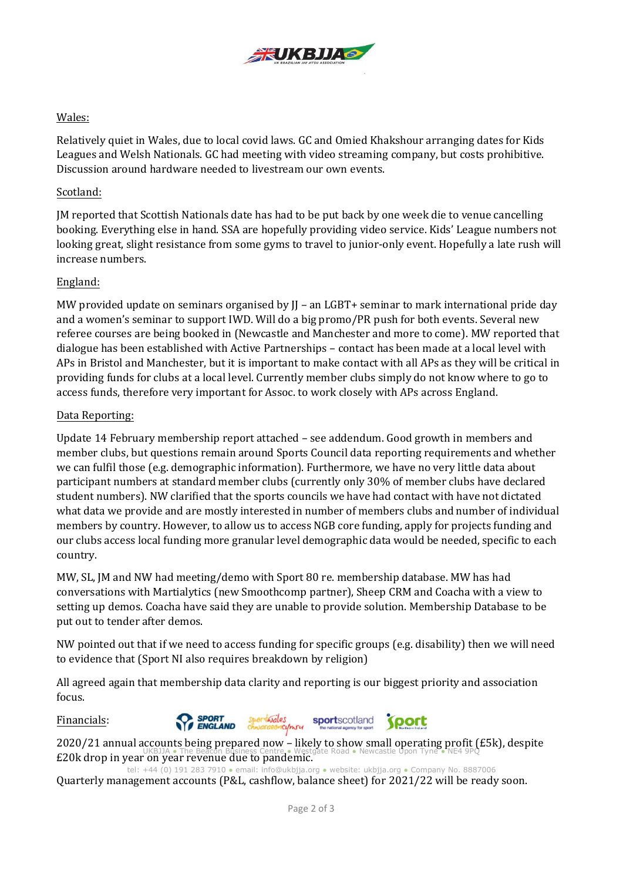Wales:

Relatively quiet in Wales, due to local covid laws. GC and Omied Khakshour arranging dates for Kids Leagues and Welsh Nationals. GC had meeting with video streaming company, but costs prohibitive. Discussion around hardware needed to livestream our own events.

Scotland:

JM reported that Scottish Nationals date has had to be put back by one week die to venue cancelling booking. Everything else in hand. SSA are hopefully providing video service. Kids' League numbers not looking great, slight resistance from some gyms to travel to junior-only event. Hopefully a late rush will increase numbers.

England:

MW provided update on seminars organised by JJ – an LGBT+ seminar to mark international pride day and a women's seminar to support IWD. Will do a big promo/PR push for both events. Several new referee courses are being booked in (Newcastle and Manchester and more to come). MW reported that dialogue has been established with Active Partnerships – contact has been made at a local level with APs in Bristol and Manchester, but it is important to make contact with all APs as they will be critical in providing funds for clubs at a local level. Currently member clubs simply do not know where to go to access funds, therefore very important for Assoc. to work closely with APs across England.

Data Reporting:

Update 14 February membership report attached – see addendum. Good growth in members and member clubs, but questions remain around Sports Council data reporting requirements and whether we can fulfil those (e.g. demographic information). Furthermore, we have no very little data about participant numbers at standard member clubs (currently only 30% of member clubs have declared student numbers). NW clarified that the sports councils we have had contact with have not dictated what data we provide and are mostly interested in number of members clubs and number of individual members by country. However, to allow us to access NGB core funding, apply for projects funding and our clubs access local funding more granular level demographic data would be needed, specific to each country.

MW, SL, JM and NW had meeting/demo with Sport 80 re. membership database. MW has had conversations with Martialytics (new Smoothcomp partner), Sheep CRM and Coacha with a view to setting up demos. Coacha have said they are unable to provide solution. Membership Database to be put out to tender after demos.

NW pointed out that if we need to access funding for specific groups (e.g. disability) then we will need to evidence that (Sport NI also requires breakdown by religion)

All agreed again that membership data clarity and reporting is our biggest priority and association focus.

Financials:

2020/21 annual accounts being prepared now – likely to show small operating profit (£5k), despite £20k drop in year on year revenue due to pandemic.

Quarterly management accounts (P&L, cashflow, balance sheet) for 2021/22 will be ready soon.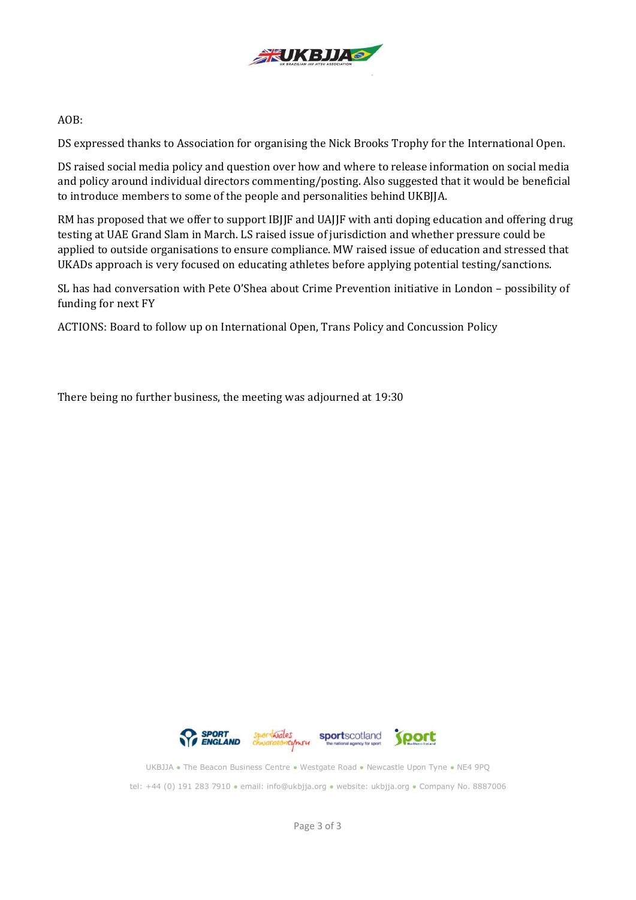AOB:

DS expressed thanks to Association for organising the Nick Brooks Trophy for the International Open.

DS raised social media policy and question over how and where to release information on social media and policy around individual directors commenting/posting. Also suggested that it would be beneficial to introduce members to some of the people and personalities behind UKBJJA.

RM has proposed that we offer to support IBJJF and UAJJF with anti doping education and offering drug testing at UAE Grand Slam in March. LS raised issue of jurisdiction and whether pressure could be applied to outside organisations to ensure compliance. MW raised issue of education and stressed that UKADs approach is very focused on educating athletes before applying potential testing/sanctions.

SL has had conversation with Pete O'Shea about Crime Prevention initiative in London – possibility of funding for next FY

ACTIONS: Board to follow up on International Open, Trans Policy and Concussion Policy

There being no further business, the meeting was adjourned at 19:30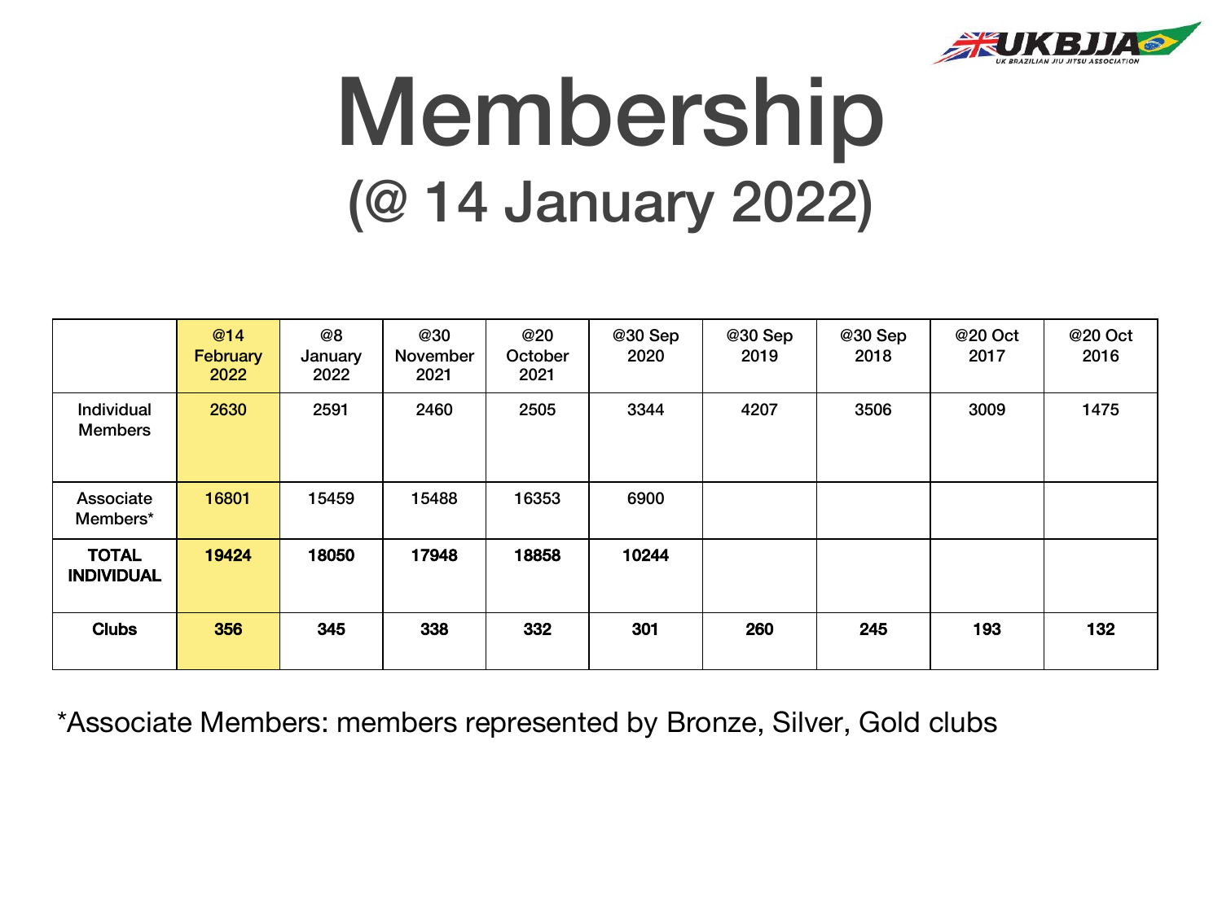# Membership

## (@ 14 January 2022)

| | @14 February 2022 | @8 January 2022 | @30 November 2021 | @20 October 2021 | @30 Sep 2020 | @30 Sep 2019 | @30 Sep 2018 | @20 Oct 2017 | @20 Oct 2016 |
|---|---|---|---|---|---|---|---|---|---|
| Individual Members | 2630 | 2591 | 2460 | 2505 | 3344 | 4207 | 3506 | 3009 | 1475 |
| Associate Members* | 16801 | 15459 | 15488 | 16353 | 6900 | | | | |
| **TOTAL INDIVIDUAL** | **19424** | **18050** | **17948** | **18858** | **10244** | | | | |
| **Clubs** | **356** | **345** | **338** | **332** | **301** | **260** | **245** | **193** | **132** |

*Associate Members: members represented by Bronze, Silver, Gold clubs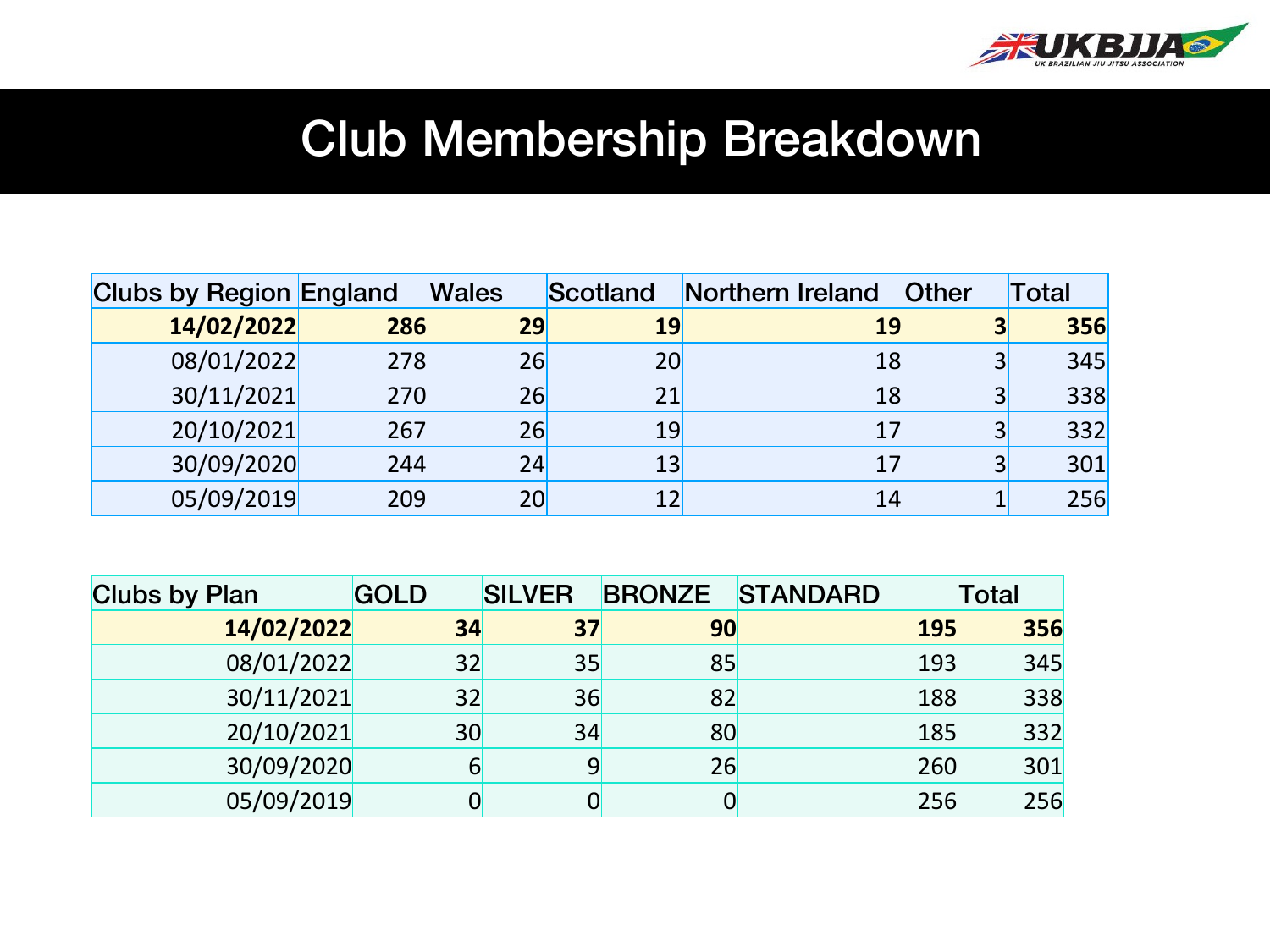# Club Membership Breakdown

| Clubs by Region | England | Wales | Scotland | Northern Ireland | Other | Total |
|---|---|---|---|---|---|---|
| **14/02/2022** | **286** | **29** | **19** | **19** | **3** | **356** |
| 08/01/2022 | 278 | 26 | 20 | 18 | 3 | 345 |
| 30/11/2021 | 270 | 26 | 21 | 18 | 3 | 338 |
| 20/10/2021 | 267 | 26 | 19 | 17 | 3 | 332 |
| 30/09/2020 | 244 | 24 | 13 | 17 | 3 | 301 |
| 05/09/2019 | 209 | 20 | 12 | 14 | 1 | 256 |

| Clubs by Plan | GOLD | SILVER | BRONZE | STANDARD | Total |
|---|---|---|---|---|---|
| **14/02/2022** | **34** | **37** | **90** | **195** | **356** |
| 08/01/2022 | 32 | 35 | 85 | 193 | 345 |
| 30/11/2021 | 32 | 36 | 82 | 188 | 338 |
| 20/10/2021 | 30 | 34 | 80 | 185 | 332 |
| 30/09/2020 | 6 | 9 | 26 | 260 | 301 |
| 05/09/2019 | 0 | 0 | 0 | 256 | 256 |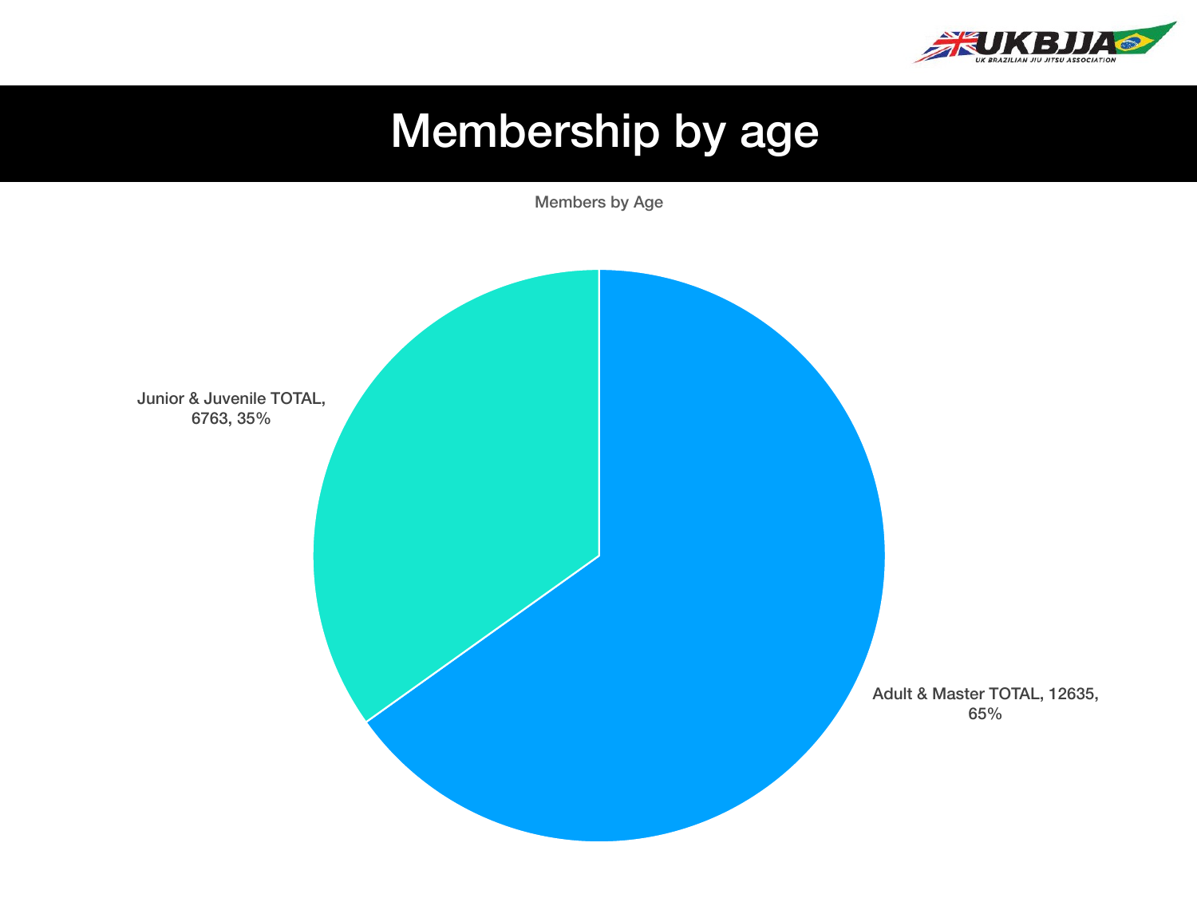# Membership by age

Members by Age

Junior & Juvenile TOTAL, 6763, 35%

Adult & Master TOTAL, 12635, 65%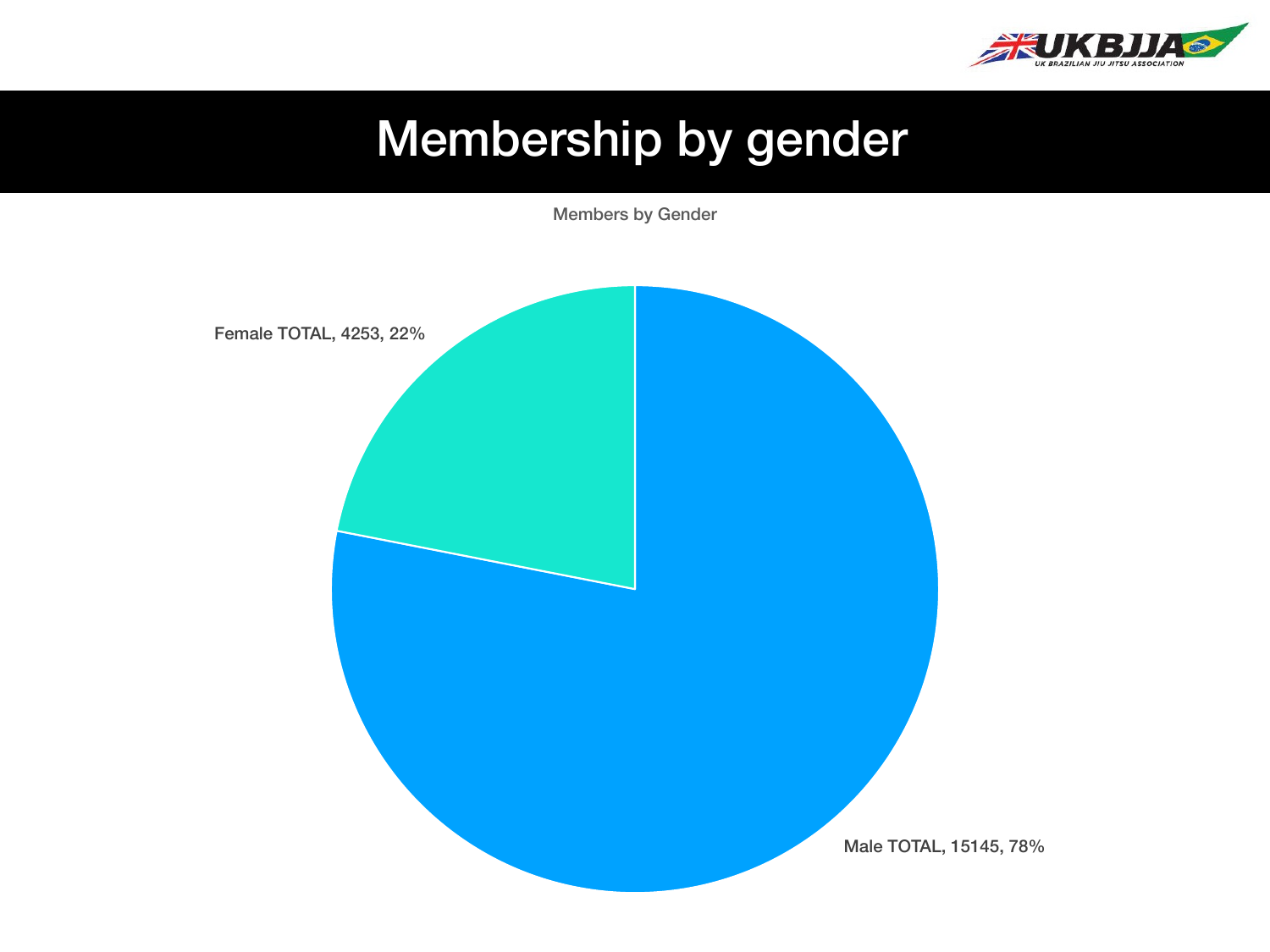# Membership by gender

Members by Gender

Female TOTAL, 4253, 22%

Male TOTAL, 15145, 78%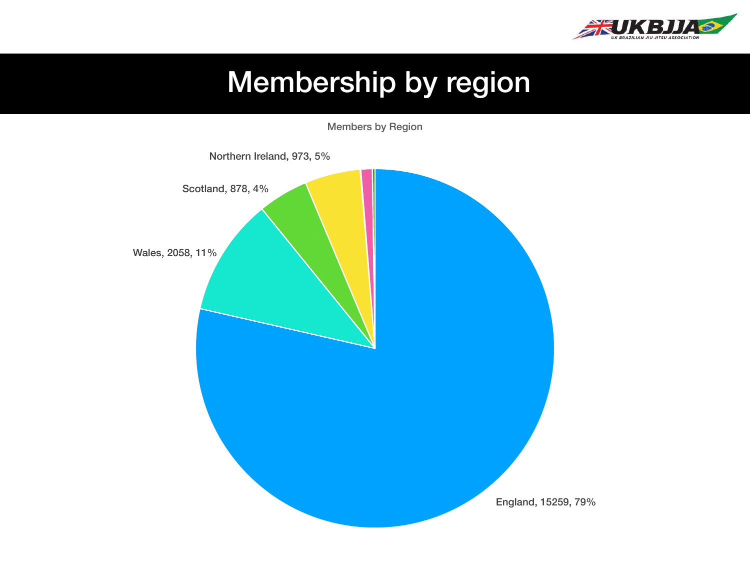# Membership by region

Members by Region

Northern Ireland, 973, 5%

Scotland, 878, 4%

Wales, 2058, 11%

England, 15259, 79%